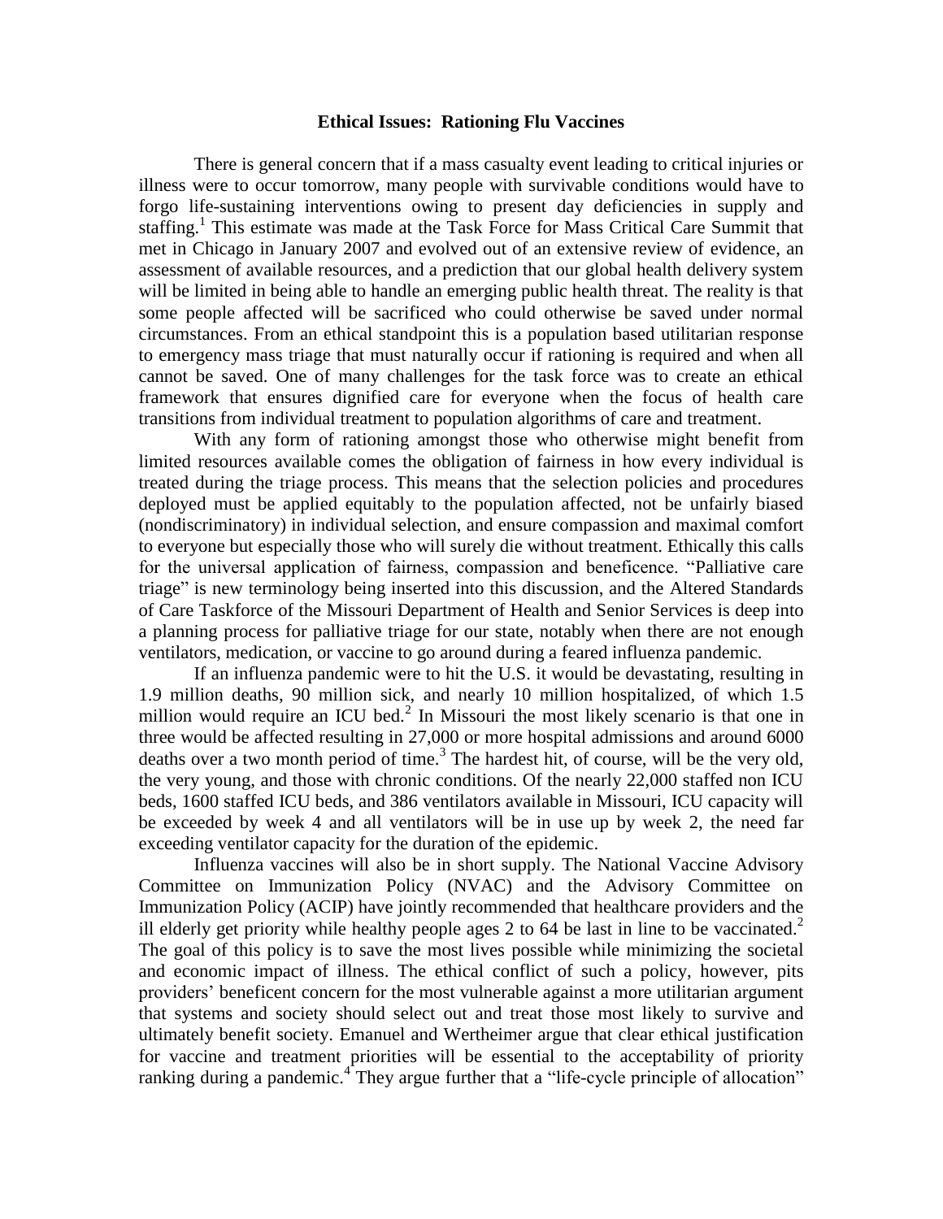## Ethical Issues: Rationing Flu Vaccines

There is general concern that if a mass casualty event leading to critical injuries or illness were to occur tomorrow, many people with survivable conditions would have to forgo life-sustaining interventions owing to present day deficiencies in supply and staffing.[1] This estimate was made at the Task Force for Mass Critical Care Summit that met in Chicago in January 2007 and evolved out of an extensive review of evidence, an assessment of available resources, and a prediction that our global health delivery system will be limited in being able to handle an emerging public health threat. The reality is that some people affected will be sacrificed who could otherwise be saved under normal circumstances. From an ethical standpoint this is a population based utilitarian response to emergency mass triage that must naturally occur if rationing is required and when all cannot be saved. One of many challenges for the task force was to create an ethical framework that ensures dignified care for everyone when the focus of health care transitions from individual treatment to population algorithms of care and treatment.

With any form of rationing amongst those who otherwise might benefit from limited resources available comes the obligation of fairness in how every individual is treated during the triage process. This means that the selection policies and procedures deployed must be applied equitably to the population affected, not be unfairly biased (nondiscriminatory) in individual selection, and ensure compassion and maximal comfort to everyone but especially those who will surely die without treatment. Ethically this calls for the universal application of fairness, compassion and beneficence. "Palliative care triage" is new terminology being inserted into this discussion, and the Altered Standards of Care Taskforce of the Missouri Department of Health and Senior Services is deep into a planning process for palliative triage for our state, notably when there are not enough ventilators, medication, or vaccine to go around during a feared influenza pandemic.

If an influenza pandemic were to hit the U.S. it would be devastating, resulting in 1.9 million deaths, 90 million sick, and nearly 10 million hospitalized, of which 1.5 million would require an ICU bed.[2] In Missouri the most likely scenario is that one in three would be affected resulting in 27,000 or more hospital admissions and around 6000 deaths over a two month period of time.[3] The hardest hit, of course, will be the very old, the very young, and those with chronic conditions. Of the nearly 22,000 staffed non ICU beds, 1600 staffed ICU beds, and 386 ventilators available in Missouri, ICU capacity will be exceeded by week 4 and all ventilators will be in use up by week 2, the need far exceeding ventilator capacity for the duration of the epidemic.

Influenza vaccines will also be in short supply. The National Vaccine Advisory Committee on Immunization Policy (NVAC) and the Advisory Committee on Immunization Policy (ACIP) have jointly recommended that healthcare providers and the ill elderly get priority while healthy people ages 2 to 64 be last in line to be vaccinated.[2] The goal of this policy is to save the most lives possible while minimizing the societal and economic impact of illness. The ethical conflict of such a policy, however, pits providers' beneficent concern for the most vulnerable against a more utilitarian argument that systems and society should select out and treat those most likely to survive and ultimately benefit society. Emanuel and Wertheimer argue that clear ethical justification for vaccine and treatment priorities will be essential to the acceptability of priority ranking during a pandemic.[4] They argue further that a "life-cycle principle of allocation"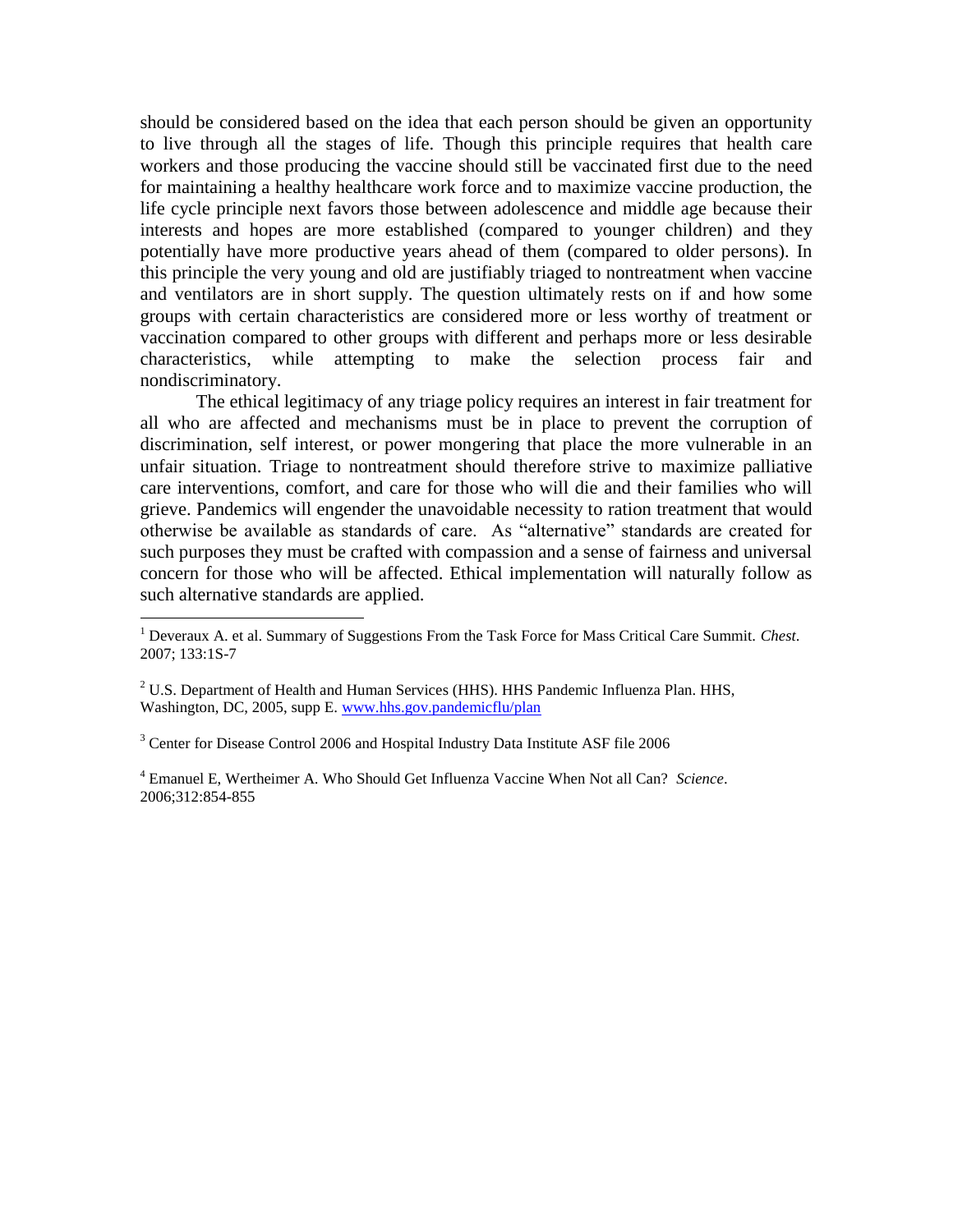should be considered based on the idea that each person should be given an opportunity to live through all the stages of life. Though this principle requires that health care workers and those producing the vaccine should still be vaccinated first due to the need for maintaining a healthy healthcare work force and to maximize vaccine production, the life cycle principle next favors those between adolescence and middle age because their interests and hopes are more established (compared to younger children) and they potentially have more productive years ahead of them (compared to older persons). In this principle the very young and old are justifiably triaged to nontreatment when vaccine and ventilators are in short supply. The question ultimately rests on if and how some groups with certain characteristics are considered more or less worthy of treatment or vaccination compared to other groups with different and perhaps more or less desirable characteristics, while attempting to make the selection process fair and nondiscriminatory.

The ethical legitimacy of any triage policy requires an interest in fair treatment for all who are affected and mechanisms must be in place to prevent the corruption of discrimination, self interest, or power mongering that place the more vulnerable in an unfair situation. Triage to nontreatment should therefore strive to maximize palliative care interventions, comfort, and care for those who will die and their families who will grieve. Pandemics will engender the unavoidable necessity to ration treatment that would otherwise be available as standards of care. As "alternative" standards are created for such purposes they must be crafted with compassion and a sense of fairness and universal concern for those who will be affected. Ethical implementation will naturally follow as such alternative standards are applied.

---

[1] Deveraux A. et al. Summary of Suggestions From the Task Force for Mass Critical Care Summit. *Chest.* 2007; 133:1S-7

[2] U.S. Department of Health and Human Services (HHS). HHS Pandemic Influenza Plan. HHS, Washington, DC, 2005, supp E. www.hhs.gov.pandemicflu/plan

[3] Center for Disease Control 2006 and Hospital Industry Data Institute ASF file 2006

[4] Emanuel E, Wertheimer A. Who Should Get Influenza Vaccine When Not all Can? *Science*. 2006;312:854-855